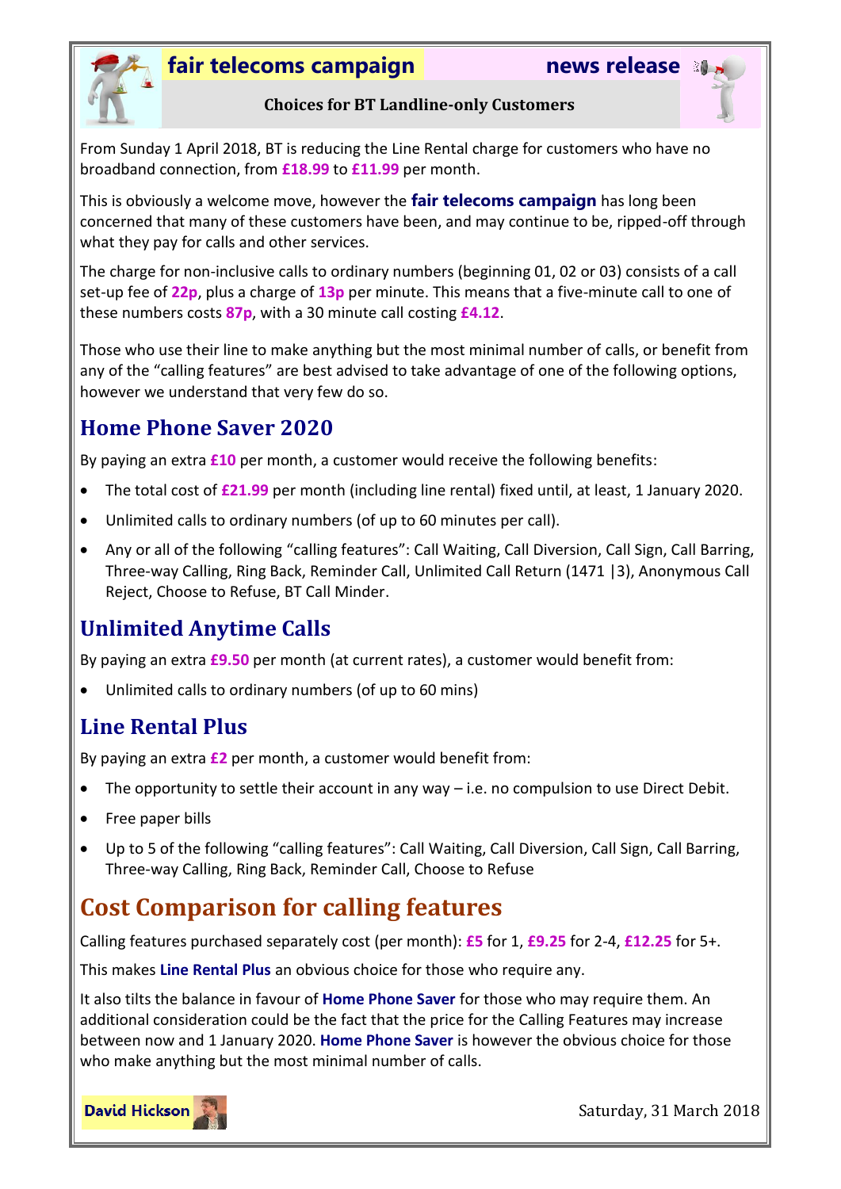**fair telecoms campaign** **news release**

**Choices for BT Landline-only Customers**

From Sunday 1 April 2018, BT is reducing the Line Rental charge for customers who have no broadband connection, from **£18.99** to **£11.99** per month.

This is obviously a welcome move, however the **fair telecoms campaign** has long been concerned that many of these customers have been, and may continue to be, ripped-off through what they pay for calls and other services.

The charge for non-inclusive calls to ordinary numbers (beginning 01, 02 or 03) consists of a call set-up fee of **22p**, plus a charge of **13p** per minute. This means that a five-minute call to one of these numbers costs **87p**, with a 30 minute call costing **£4.12**.

Those who use their line to make anything but the most minimal number of calls, or benefit from any of the "calling features" are best advised to take advantage of one of the following options, however we understand that very few do so.

## Home Phone Saver 2020

By paying an extra **£10** per month, a customer would receive the following benefits:

- The total cost of **£21.99** per month (including line rental) fixed until, at least, 1 January 2020.
- Unlimited calls to ordinary numbers (of up to 60 minutes per call).
- Any or all of the following "calling features": Call Waiting, Call Diversion, Call Sign, Call Barring, Three-way Calling, Ring Back, Reminder Call, Unlimited Call Return (1471 |3), Anonymous Call Reject, Choose to Refuse, BT Call Minder.

## Unlimited Anytime Calls

By paying an extra **£9.50** per month (at current rates), a customer would benefit from:

- Unlimited calls to ordinary numbers (of up to 60 mins)

## Line Rental Plus

By paying an extra **£2** per month, a customer would benefit from:

- The opportunity to settle their account in any way – i.e. no compulsion to use Direct Debit.
- Free paper bills
- Up to 5 of the following "calling features": Call Waiting, Call Diversion, Call Sign, Call Barring, Three-way Calling, Ring Back, Reminder Call, Choose to Refuse

# Cost Comparison for calling features

Calling features purchased separately cost (per month): **£5** for 1, **£9.25** for 2-4, **£12.25** for 5+.

This makes **Line Rental Plus** an obvious choice for those who require any.

It also tilts the balance in favour of **Home Phone Saver** for those who may require them. An additional consideration could be the fact that the price for the Calling Features may increase between now and 1 January 2020. **Home Phone Saver** is however the obvious choice for those who make anything but the most minimal number of calls.

**David Hickson**

Saturday, 31 March 2018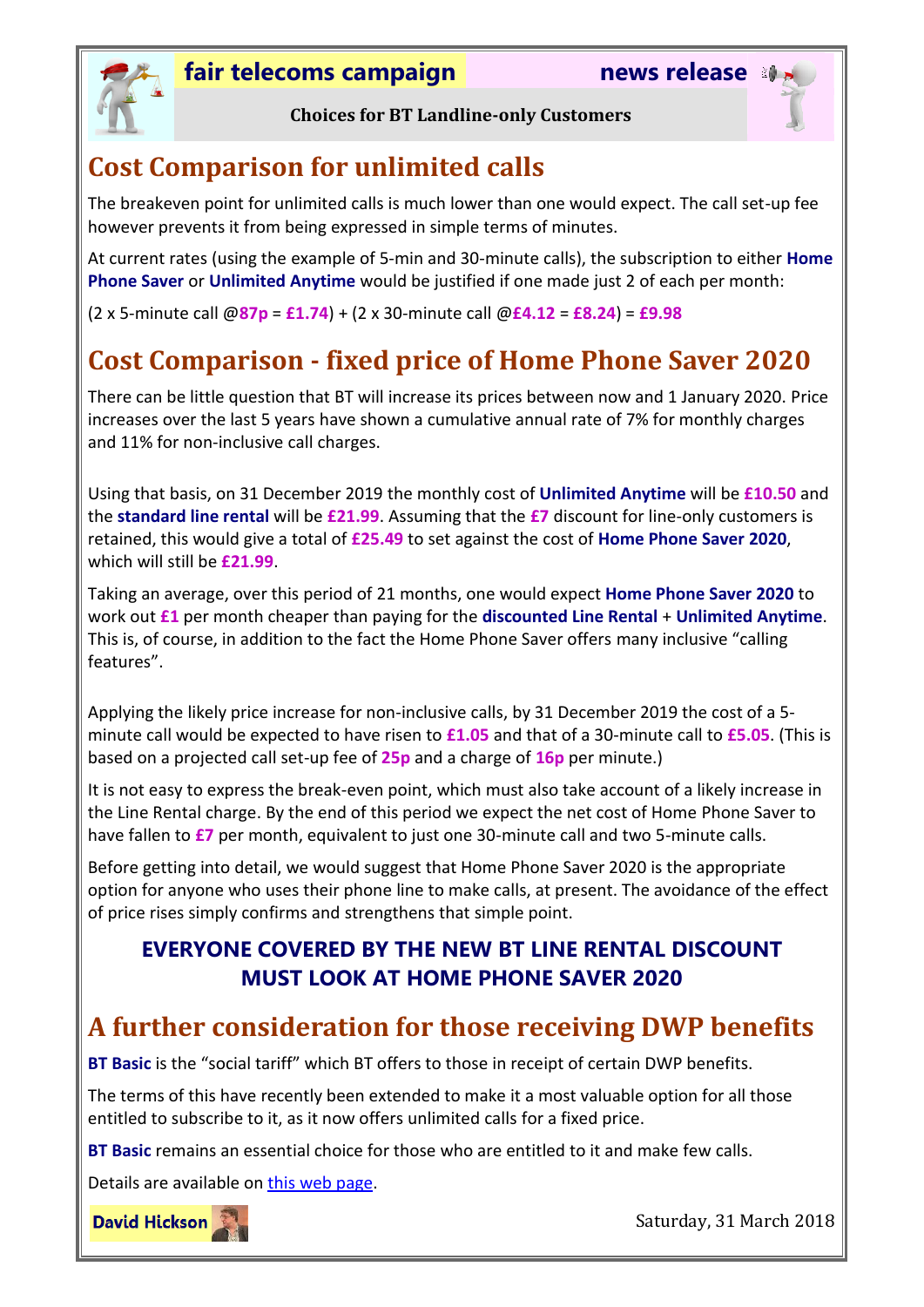**fair telecoms campaign** **news release**

**Choices for BT Landline-only Customers**

# Cost Comparison for unlimited calls

The breakeven point for unlimited calls is much lower than one would expect. The call set-up fee however prevents it from being expressed in simple terms of minutes.

At current rates (using the example of 5-min and 30-minute calls), the subscription to either **Home Phone Saver** or **Unlimited Anytime** would be justified if one made just 2 of each per month:

(2 x 5-minute call @**87p** = **£1.74**) + (2 x 30-minute call @**£4.12** = **£8.24**) = **£9.98**

# Cost Comparison - fixed price of Home Phone Saver 2020

There can be little question that BT will increase its prices between now and 1 January 2020. Price increases over the last 5 years have shown a cumulative annual rate of 7% for monthly charges and 11% for non-inclusive call charges.

Using that basis, on 31 December 2019 the monthly cost of **Unlimited Anytime** will be **£10.50** and the **standard line rental** will be **£21.99**. Assuming that the **£7** discount for line-only customers is retained, this would give a total of **£25.49** to set against the cost of **Home Phone Saver 2020**, which will still be **£21.99**.

Taking an average, over this period of 21 months, one would expect **Home Phone Saver 2020** to work out **£1** per month cheaper than paying for the **discounted Line Rental** + **Unlimited Anytime**. This is, of course, in addition to the fact the Home Phone Saver offers many inclusive "calling features".

Applying the likely price increase for non-inclusive calls, by 31 December 2019 the cost of a 5-minute call would be expected to have risen to **£1.05** and that of a 30-minute call to **£5.05**. (This is based on a projected call set-up fee of **25p** and a charge of **16p** per minute.)

It is not easy to express the break-even point, which must also take account of a likely increase in the Line Rental charge. By the end of this period we expect the net cost of Home Phone Saver to have fallen to **£7** per month, equivalent to just one 30-minute call and two 5-minute calls.

Before getting into detail, we would suggest that Home Phone Saver 2020 is the appropriate option for anyone who uses their phone line to make calls, at present. The avoidance of the effect of price rises simply confirms and strengthens that simple point.

**EVERYONE COVERED BY THE NEW BT LINE RENTAL DISCOUNT MUST LOOK AT HOME PHONE SAVER 2020**

# A further consideration for those receiving DWP benefits

**BT Basic** is the "social tariff" which BT offers to those in receipt of certain DWP benefits.

The terms of this have recently been extended to make it a most valuable option for all those entitled to subscribe to it, as it now offers unlimited calls for a fixed price.

**BT Basic** remains an essential choice for those who are entitled to it and make few calls.

Details are available on this web page.

**David Hickson**

Saturday, 31 March 2018